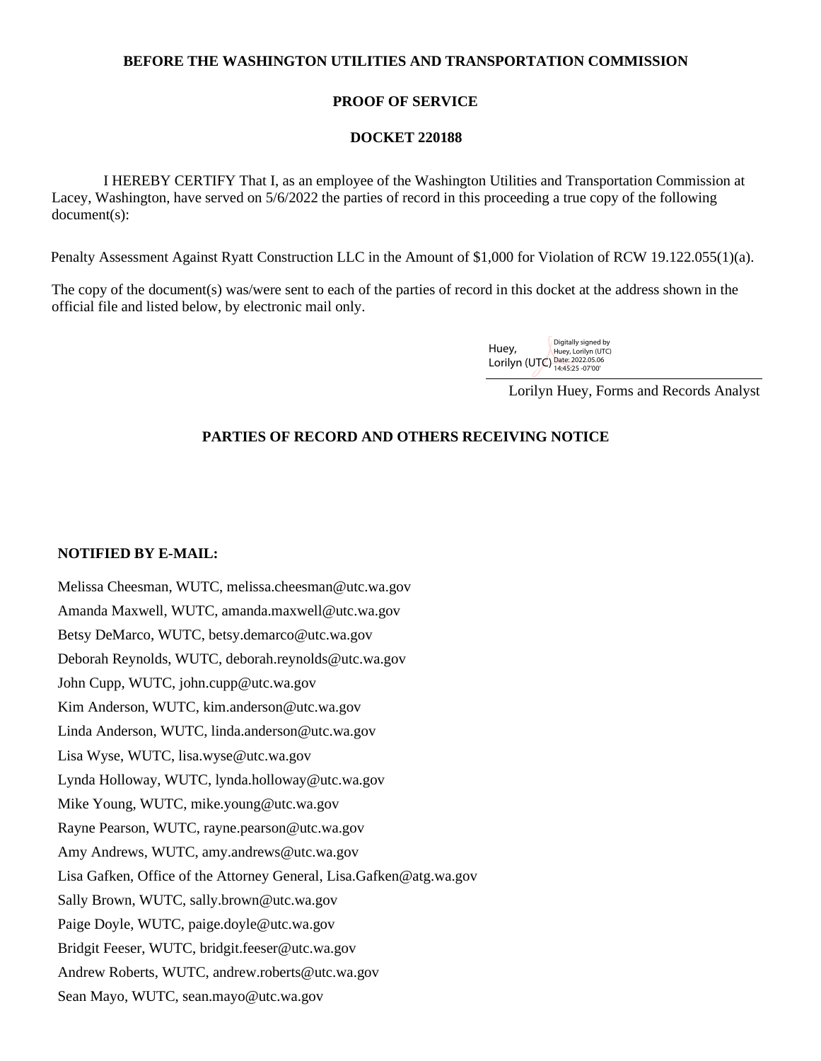**BEFORE THE WASHINGTON UTILITIES AND TRANSPORTATION COMMISSION**

**PROOF OF SERVICE**

**DOCKET 220188**

I HEREBY CERTIFY That I, as an employee of the Washington Utilities and Transportation Commission at Lacey, Washington, have served on 5/6/2022 the parties of record in this proceeding a true copy of the following document(s):

Penalty Assessment Against Ryatt Construction LLC in the Amount of $1,000 for Violation of RCW 19.122.055(1)(a).

The copy of the document(s) was/were sent to each of the parties of record in this docket at the address shown in the official file and listed below, by electronic mail only.

Huey, Lorilyn (UTC) Digitally signed by Huey, Lorilyn (UTC) Date: 2022.05.06 14:45:25 -07'00'

Lorilyn Huey, Forms and Records Analyst

**PARTIES OF RECORD AND OTHERS RECEIVING NOTICE**

**NOTIFIED BY E-MAIL:**

Melissa Cheesman, WUTC, melissa.cheesman@utc.wa.gov

Amanda Maxwell, WUTC, amanda.maxwell@utc.wa.gov

Betsy DeMarco, WUTC, betsy.demarco@utc.wa.gov

Deborah Reynolds, WUTC, deborah.reynolds@utc.wa.gov

John Cupp, WUTC, john.cupp@utc.wa.gov

Kim Anderson, WUTC, kim.anderson@utc.wa.gov

Linda Anderson, WUTC, linda.anderson@utc.wa.gov

Lisa Wyse, WUTC, lisa.wyse@utc.wa.gov

Lynda Holloway, WUTC, lynda.holloway@utc.wa.gov

Mike Young, WUTC, mike.young@utc.wa.gov

Rayne Pearson, WUTC, rayne.pearson@utc.wa.gov

Amy Andrews, WUTC, amy.andrews@utc.wa.gov

Lisa Gafken, Office of the Attorney General, Lisa.Gafken@atg.wa.gov

Sally Brown, WUTC, sally.brown@utc.wa.gov

Paige Doyle, WUTC, paige.doyle@utc.wa.gov

Bridgit Feeser, WUTC, bridgit.feeser@utc.wa.gov

Andrew Roberts, WUTC, andrew.roberts@utc.wa.gov

Sean Mayo, WUTC, sean.mayo@utc.wa.gov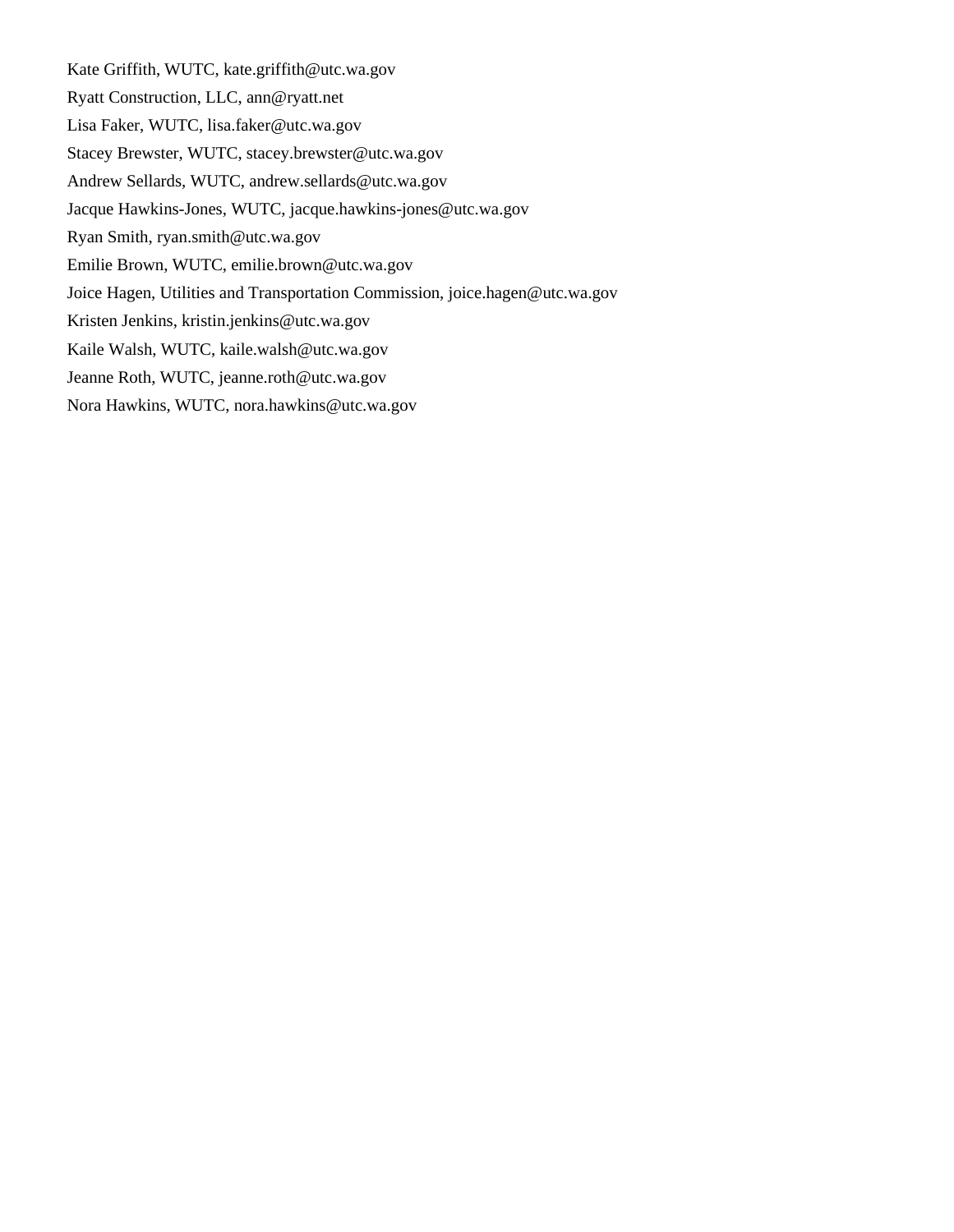Kate Griffith, WUTC, kate.griffith@utc.wa.gov

Ryatt Construction, LLC, ann@ryatt.net

Lisa Faker, WUTC, lisa.faker@utc.wa.gov

Stacey Brewster, WUTC, stacey.brewster@utc.wa.gov

Andrew Sellards, WUTC, andrew.sellards@utc.wa.gov

Jacque Hawkins-Jones, WUTC, jacque.hawkins-jones@utc.wa.gov

Ryan Smith, ryan.smith@utc.wa.gov

Emilie Brown, WUTC, emilie.brown@utc.wa.gov

Joice Hagen, Utilities and Transportation Commission, joice.hagen@utc.wa.gov

Kristen Jenkins, kristin.jenkins@utc.wa.gov

Kaile Walsh, WUTC, kaile.walsh@utc.wa.gov

Jeanne Roth, WUTC, jeanne.roth@utc.wa.gov

Nora Hawkins, WUTC, nora.hawkins@utc.wa.gov